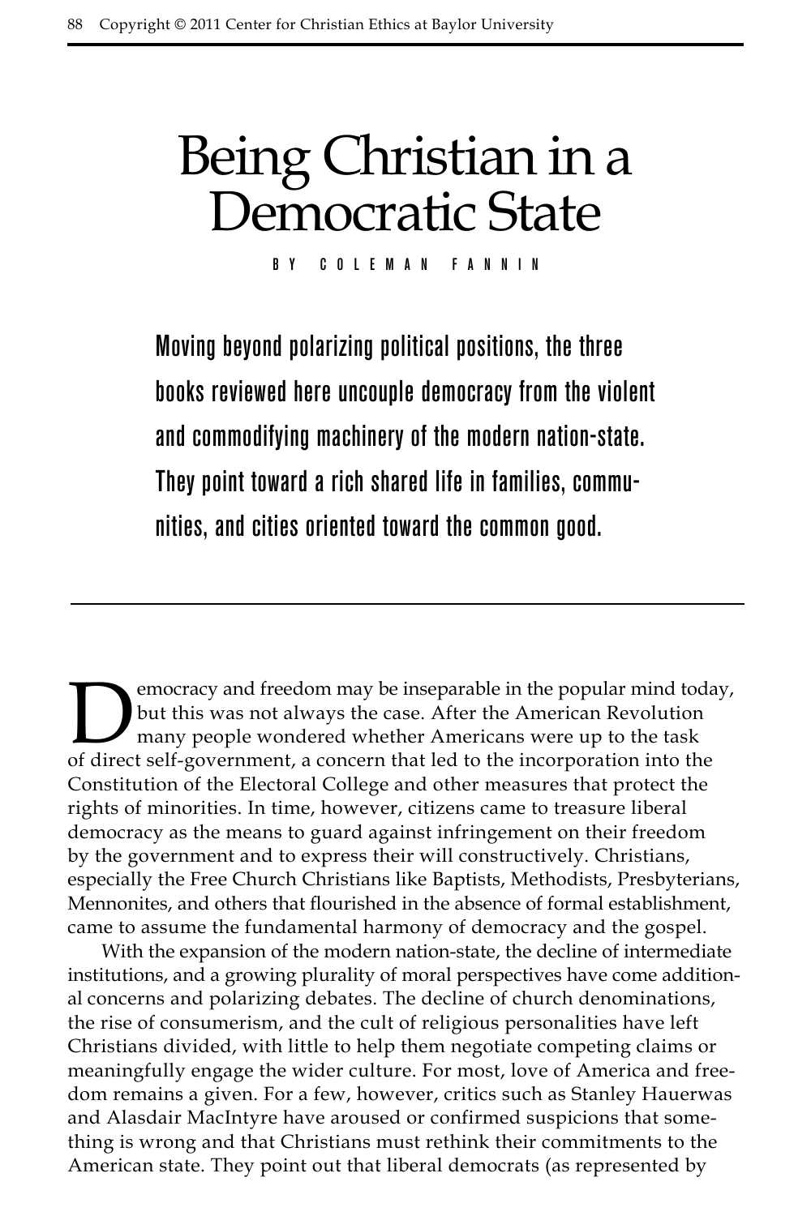# Being Christian in a Democratic State

BY COLEMAN FANNIN

**Moving beyond polarizing political positions, the three books reviewed here uncouple democracy from the violent and commodifying machinery of the modern nation-state. They point toward a rich shared life in families, communities, and cities oriented toward the common good.**

---

Democracy and freedom may be inseparable in the popular mind today, but this was not always the case. After the American Revolution many people wondered whether Americans were up to the task of direct self-government, a concern that led to the incorporation into the Constitution of the Electoral College and other measures that protect the rights of minorities. In time, however, citizens came to treasure liberal democracy as the means to guard against infringement on their freedom by the government and to express their will constructively. Christians, especially the Free Church Christians like Baptists, Methodists, Presbyterians, Mennonites, and others that flourished in the absence of formal establishment, came to assume the fundamental harmony of democracy and the gospel.

With the expansion of the modern nation-state, the decline of intermediate institutions, and a growing plurality of moral perspectives have come additional concerns and polarizing debates. The decline of church denominations, the rise of consumerism, and the cult of religious personalities have left Christians divided, with little to help them negotiate competing claims or meaningfully engage the wider culture. For most, love of America and freedom remains a given. For a few, however, critics such as Stanley Hauerwas and Alasdair MacIntyre have aroused or confirmed suspicions that something is wrong and that Christians must rethink their commitments to the American state. They point out that liberal democrats (as represented by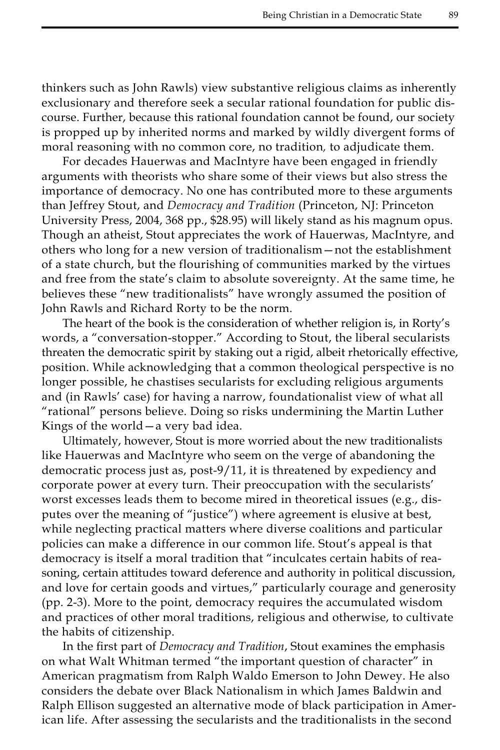thinkers such as John Rawls) view substantive religious claims as inherently exclusionary and therefore seek a secular rational foundation for public discourse. Further, because this rational foundation cannot be found, our society is propped up by inherited norms and marked by wildly divergent forms of moral reasoning with no common core, no tradition, to adjudicate them.

For decades Hauerwas and MacIntyre have been engaged in friendly arguments with theorists who share some of their views but also stress the importance of democracy. No one has contributed more to these arguments than Jeffrey Stout, and *Democracy and Tradition* (Princeton, NJ: Princeton University Press, 2004, 368 pp., $28.95) will likely stand as his magnum opus. Though an atheist, Stout appreciates the work of Hauerwas, MacIntyre, and others who long for a new version of traditionalism—not the establishment of a state church, but the flourishing of communities marked by the virtues and free from the state's claim to absolute sovereignty. At the same time, he believes these "new traditionalists" have wrongly assumed the position of John Rawls and Richard Rorty to be the norm.

The heart of the book is the consideration of whether religion is, in Rorty's words, a "conversation-stopper." According to Stout, the liberal secularists threaten the democratic spirit by staking out a rigid, albeit rhetorically effective, position. While acknowledging that a common theological perspective is no longer possible, he chastises secularists for excluding religious arguments and (in Rawls' case) for having a narrow, foundationalist view of what all "rational" persons believe. Doing so risks undermining the Martin Luther Kings of the world—a very bad idea.

Ultimately, however, Stout is more worried about the new traditionalists like Hauerwas and MacIntyre who seem on the verge of abandoning the democratic process just as, post-9/11, it is threatened by expediency and corporate power at every turn. Their preoccupation with the secularists' worst excesses leads them to become mired in theoretical issues (e.g., disputes over the meaning of "justice") where agreement is elusive at best, while neglecting practical matters where diverse coalitions and particular policies can make a difference in our common life. Stout's appeal is that democracy is itself a moral tradition that "inculcates certain habits of reasoning, certain attitudes toward deference and authority in political discussion, and love for certain goods and virtues," particularly courage and generosity (pp. 2-3). More to the point, democracy requires the accumulated wisdom and practices of other moral traditions, religious and otherwise, to cultivate the habits of citizenship.

In the first part of *Democracy and Tradition*, Stout examines the emphasis on what Walt Whitman termed "the important question of character" in American pragmatism from Ralph Waldo Emerson to John Dewey. He also considers the debate over Black Nationalism in which James Baldwin and Ralph Ellison suggested an alternative mode of black participation in American life. After assessing the secularists and the traditionalists in the second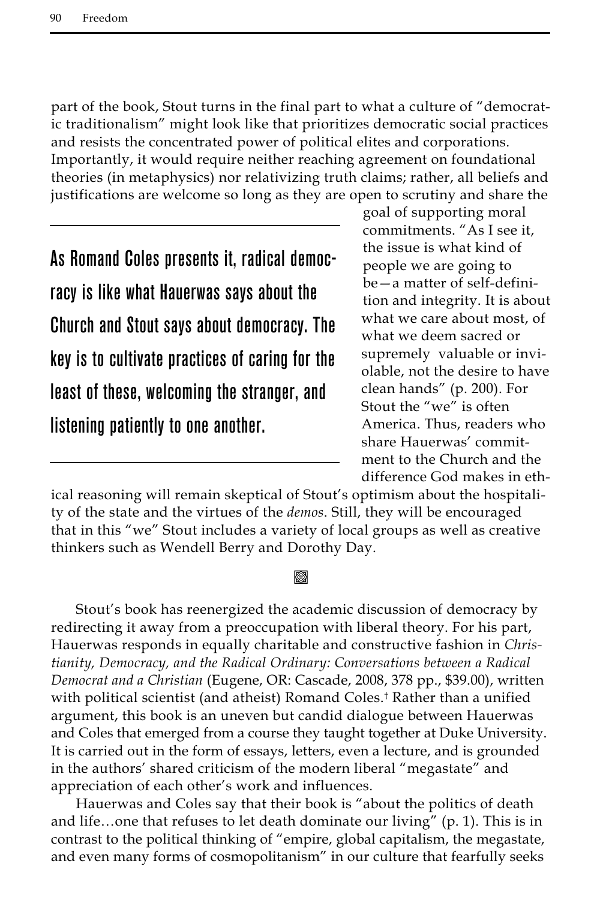part of the book, Stout turns in the final part to what a culture of "democratic traditionalism" might look like that prioritizes democratic social practices and resists the concentrated power of political elites and corporations. Importantly, it would require neither reaching agreement on foundational theories (in metaphysics) nor relativizing truth claims; rather, all beliefs and justifications are welcome so long as they are open to scrutiny and share the goal of supporting moral commitments. "As I see it, the issue is what kind of people we are going to be—a matter of self-definition and integrity. It is about what we care about most, of what we deem sacred or supremely valuable or inviolable, not the desire to have clean hands" (p. 200). For Stout the "we" is often America. Thus, readers who share Hauerwas' commitment to the Church and the difference God makes in ethical reasoning will remain skeptical of Stout's optimism about the hospitality of the state and the virtues of the *demos*. Still, they will be encouraged that in this "we" Stout includes a variety of local groups as well as creative thinkers such as Wendell Berry and Dorothy Day.

> **As Romand Coles presents it, radical democracy is like what Hauerwas says about the Church and Stout says about democracy. The key is to cultivate practices of caring for the least of these, welcoming the stranger, and listening patiently to one another.**

Stout's book has reenergized the academic discussion of democracy by redirecting it away from a preoccupation with liberal theory. For his part, Hauerwas responds in equally charitable and constructive fashion in *Christianity, Democracy, and the Radical Ordinary: Conversations between a Radical Democrat and a Christian* (Eugene, OR: Cascade, 2008, 378 pp., $39.00), written with political scientist (and atheist) Romand Coles.† Rather than a unified argument, this book is an uneven but candid dialogue between Hauerwas and Coles that emerged from a course they taught together at Duke University. It is carried out in the form of essays, letters, even a lecture, and is grounded in the authors' shared criticism of the modern liberal "megastate" and appreciation of each other's work and influences.

Hauerwas and Coles say that their book is "about the politics of death and life…one that refuses to let death dominate our living" (p. 1). This is in contrast to the political thinking of "empire, global capitalism, the megastate, and even many forms of cosmopolitanism" in our culture that fearfully seeks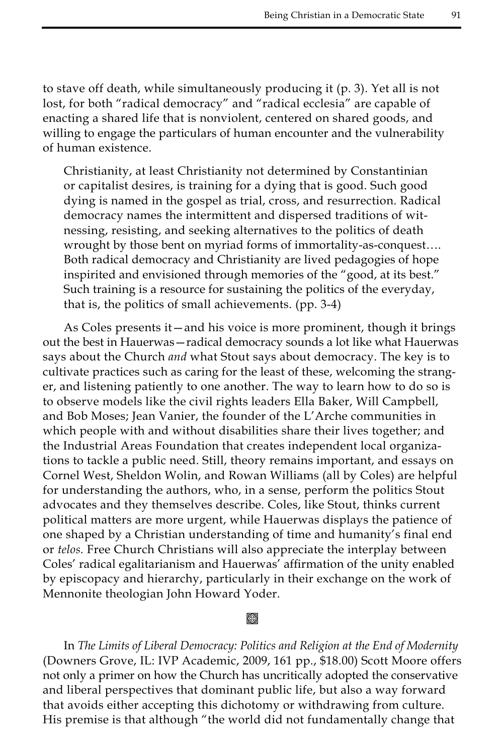to stave off death, while simultaneously producing it (p. 3). Yet all is not lost, for both "radical democracy" and "radical ecclesia" are capable of enacting a shared life that is nonviolent, centered on shared goods, and willing to engage the particulars of human encounter and the vulnerability of human existence.

> Christianity, at least Christianity not determined by Constantinian or capitalist desires, is training for a dying that is good. Such good dying is named in the gospel as trial, cross, and resurrection. Radical democracy names the intermittent and dispersed traditions of witnessing, resisting, and seeking alternatives to the politics of death wrought by those bent on myriad forms of immortality-as-conquest…. Both radical democracy and Christianity are lived pedagogies of hope inspirited and envisioned through memories of the "good, at its best." Such training is a resource for sustaining the politics of the everyday, that is, the politics of small achievements. (pp. 3-4)

As Coles presents it—and his voice is more prominent, though it brings out the best in Hauerwas—radical democracy sounds a lot like what Hauerwas says about the Church *and* what Stout says about democracy. The key is to cultivate practices such as caring for the least of these, welcoming the stranger, and listening patiently to one another. The way to learn how to do so is to observe models like the civil rights leaders Ella Baker, Will Campbell, and Bob Moses; Jean Vanier, the founder of the L'Arche communities in which people with and without disabilities share their lives together; and the Industrial Areas Foundation that creates independent local organizations to tackle a public need. Still, theory remains important, and essays on Cornel West, Sheldon Wolin, and Rowan Williams (all by Coles) are helpful for understanding the authors, who, in a sense, perform the politics Stout advocates and they themselves describe. Coles, like Stout, thinks current political matters are more urgent, while Hauerwas displays the patience of one shaped by a Christian understanding of time and humanity's final end or *telos.* Free Church Christians will also appreciate the interplay between Coles' radical egalitarianism and Hauerwas' affirmation of the unity enabled by episcopacy and hierarchy, particularly in their exchange on the work of Mennonite theologian John Howard Yoder.

---

In *The Limits of Liberal Democracy: Politics and Religion at the End of Modernity* (Downers Grove, IL: IVP Academic, 2009, 161 pp., $18.00) Scott Moore offers not only a primer on how the Church has uncritically adopted the conservative and liberal perspectives that dominant public life, but also a way forward that avoids either accepting this dichotomy or withdrawing from culture. His premise is that although "the world did not fundamentally change that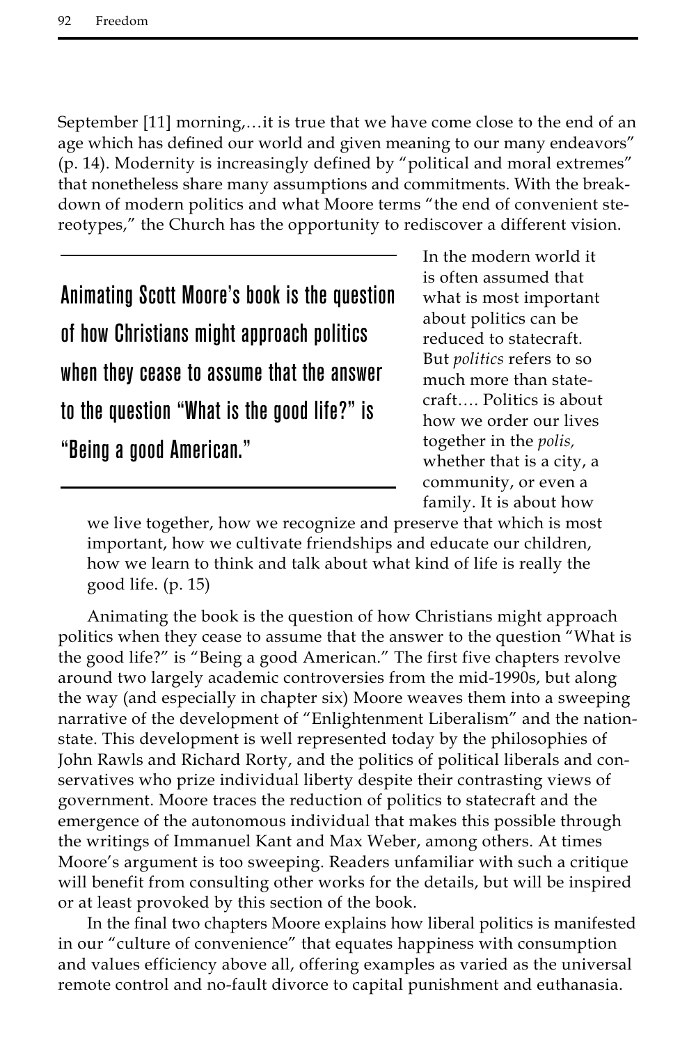September [11] morning,…it is true that we have come close to the end of an age which has defined our world and given meaning to our many endeavors" (p. 14). Modernity is increasingly defined by "political and moral extremes" that nonetheless share many assumptions and commitments. With the breakdown of modern politics and what Moore terms "the end of convenient stereotypes," the Church has the opportunity to rediscover a different vision.

> **Animating Scott Moore's book is the question of how Christians might approach politics when they cease to assume that the answer to the question "What is the good life?" is "Being a good American."**

> In the modern world it is often assumed that what is most important about politics can be reduced to statecraft. But *politics* refers to so much more than statecraft…. Politics is about how we order our lives together in the *polis,* whether that is a city, a community, or even a family. It is about how we live together, how we recognize and preserve that which is most important, how we cultivate friendships and educate our children, how we learn to think and talk about what kind of life is really the good life. (p. 15)

Animating the book is the question of how Christians might approach politics when they cease to assume that the answer to the question "What is the good life?" is "Being a good American." The first five chapters revolve around two largely academic controversies from the mid-1990s, but along the way (and especially in chapter six) Moore weaves them into a sweeping narrative of the development of "Enlightenment Liberalism" and the nation-state. This development is well represented today by the philosophies of John Rawls and Richard Rorty, and the politics of political liberals and conservatives who prize individual liberty despite their contrasting views of government. Moore traces the reduction of politics to statecraft and the emergence of the autonomous individual that makes this possible through the writings of Immanuel Kant and Max Weber, among others. At times Moore's argument is too sweeping. Readers unfamiliar with such a critique will benefit from consulting other works for the details, but will be inspired or at least provoked by this section of the book.

In the final two chapters Moore explains how liberal politics is manifested in our "culture of convenience" that equates happiness with consumption and values efficiency above all, offering examples as varied as the universal remote control and no-fault divorce to capital punishment and euthanasia.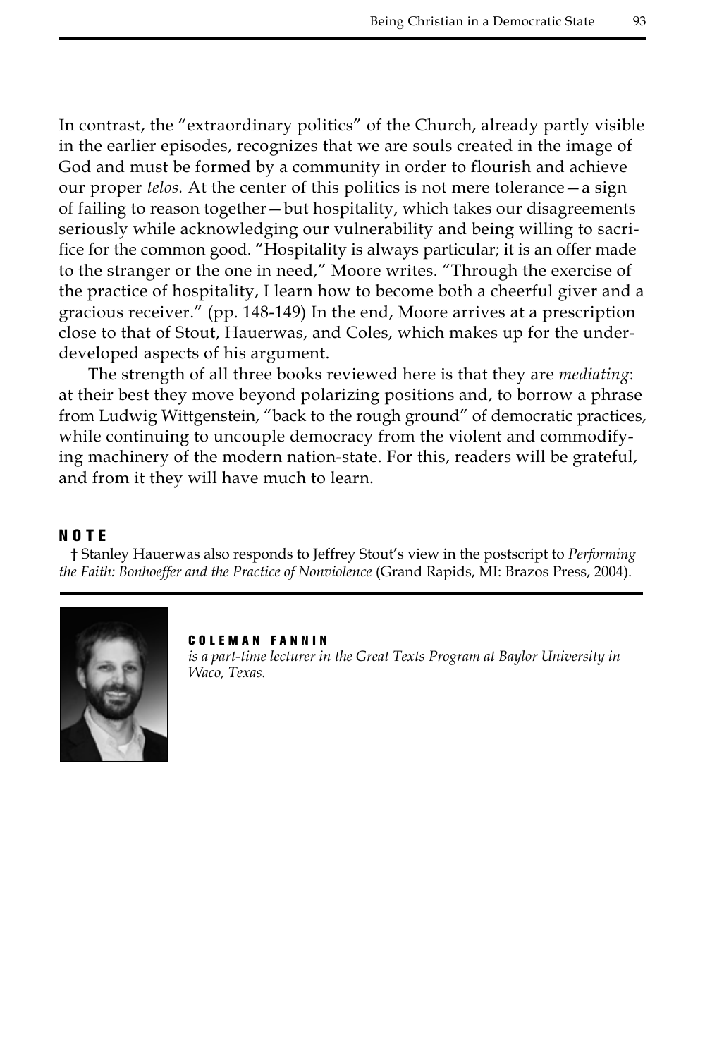In contrast, the "extraordinary politics" of the Church, already partly visible in the earlier episodes, recognizes that we are souls created in the image of God and must be formed by a community in order to flourish and achieve our proper *telos.* At the center of this politics is not mere tolerance—a sign of failing to reason together—but hospitality, which takes our disagreements seriously while acknowledging our vulnerability and being willing to sacrifice for the common good. "Hospitality is always particular; it is an offer made to the stranger or the one in need," Moore writes. "Through the exercise of the practice of hospitality, I learn how to become both a cheerful giver and a gracious receiver." (pp. 148-149) In the end, Moore arrives at a prescription close to that of Stout, Hauerwas, and Coles, which makes up for the underdeveloped aspects of his argument.

The strength of all three books reviewed here is that they are *mediating*: at their best they move beyond polarizing positions and, to borrow a phrase from Ludwig Wittgenstein, "back to the rough ground" of democratic practices, while continuing to uncouple democracy from the violent and commodifying machinery of the modern nation-state. For this, readers will be grateful, and from it they will have much to learn.

## NOTE

† Stanley Hauerwas also responds to Jeffrey Stout's view in the postscript to *Performing the Faith: Bonhoeffer and the Practice of Nonviolence* (Grand Rapids, MI: Brazos Press, 2004).

**COLEMAN FANNIN**
*is a part-time lecturer in the Great Texts Program at Baylor University in Waco, Texas.*